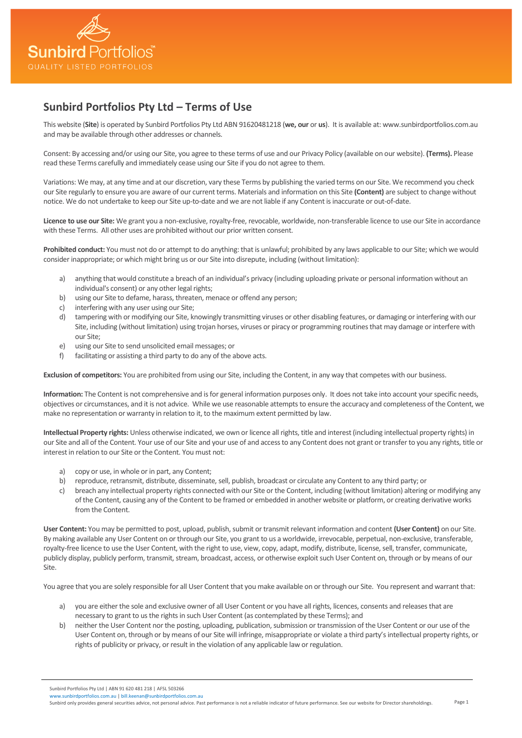## Sunbird Portfolios Pty Ltd – Terms of Use

This website (**Site**) is operated by Sunbird Portfolios Pty Ltd ABN 91620481218 (**we, our** or **us**). It is available at: www.sunbirdportfolios.com.au and may be available through other addresses or channels.

Consent: By accessing and/or using our Site, you agree to these terms of use and our Privacy Policy (available on our website). **(Terms).** Please read these Terms carefully and immediately cease using our Site if you do not agree to them.

Variations: We may, at any time and at our discretion, vary these Terms by publishing the varied terms on our Site. We recommend you check our Site regularly to ensure you are aware of our current terms. Materials and information on this Site **(Content)** are subject to change without notice. We do not undertake to keep our Site up-to-date and we are not liable if any Content is inaccurate or out-of-date.

**Licence to use our Site:** We grant you a non-exclusive, royalty-free, revocable, worldwide, non-transferable licence to use our Site in accordance with these Terms. All other uses are prohibited without our prior written consent.

**Prohibited conduct:** You must not do or attempt to do anything: that is unlawful; prohibited by any laws applicable to our Site; which we would consider inappropriate; or which might bring us or our Site into disrepute, including (without limitation):

a) anything that would constitute a breach of an individual's privacy (including uploading private or personal information without an individual's consent) or any other legal rights;
b) using our Site to defame, harass, threaten, menace or offend any person;
c) interfering with any user using our Site;
d) tampering with or modifying our Site, knowingly transmitting viruses or other disabling features, or damaging or interfering with our Site, including (without limitation) using trojan horses, viruses or piracy or programming routines that may damage or interfere with our Site;
e) using our Site to send unsolicited email messages; or
f) facilitating or assisting a third party to do any of the above acts.

**Exclusion of competitors:** You are prohibited from using our Site, including the Content, in any way that competes with our business.

**Information:** The Content is not comprehensive and is for general information purposes only. It does not take into account your specific needs, objectives or circumstances, and it is not advice. While we use reasonable attempts to ensure the accuracy and completeness of the Content, we make no representation or warranty in relation to it, to the maximum extent permitted by law.

**Intellectual Property rights:** Unless otherwise indicated, we own or licence all rights, title and interest (including intellectual property rights) in our Site and all of the Content. Your use of our Site and your use of and access to any Content does not grant or transfer to you any rights, title or interest in relation to our Site or the Content. You must not:

a) copy or use, in whole or in part, any Content;
b) reproduce, retransmit, distribute, disseminate, sell, publish, broadcast or circulate any Content to any third party; or
c) breach any intellectual property rights connected with our Site or the Content, including (without limitation) altering or modifying any of the Content, causing any of the Content to be framed or embedded in another website or platform, or creating derivative works from the Content.

**User Content:** You may be permitted to post, upload, publish, submit or transmit relevant information and content **(User Content)** on our Site. By making available any User Content on or through our Site, you grant to us a worldwide, irrevocable, perpetual, non-exclusive, transferable, royalty-free licence to use the User Content, with the right to use, view, copy, adapt, modify, distribute, license, sell, transfer, communicate, publicly display, publicly perform, transmit, stream, broadcast, access, or otherwise exploit such User Content on, through or by means of our Site.

You agree that you are solely responsible for all User Content that you make available on or through our Site. You represent and warrant that:

a) you are either the sole and exclusive owner of all User Content or you have all rights, licences, consents and releases that are necessary to grant to us the rights in such User Content (as contemplated by these Terms); and
b) neither the User Content nor the posting, uploading, publication, submission or transmission of the User Content or our use of the User Content on, through or by means of our Site will infringe, misappropriate or violate a third party's intellectual property rights, or rights of publicity or privacy, or result in the violation of any applicable law or regulation.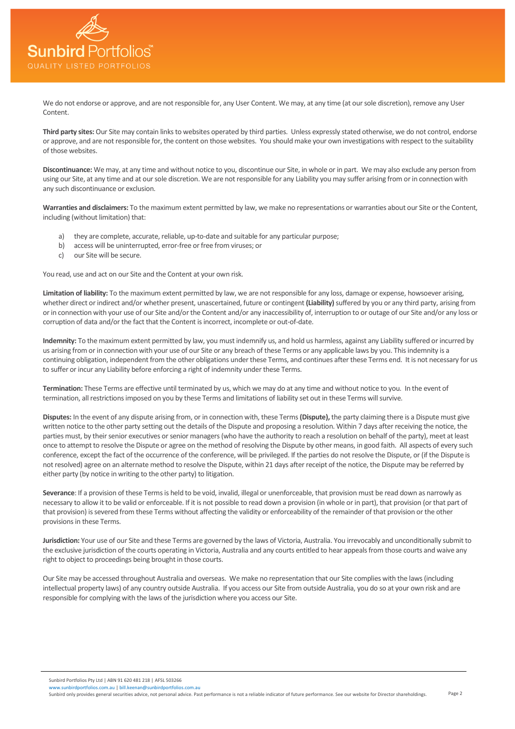We do not endorse or approve, and are not responsible for, any User Content. We may, at any time (at our sole discretion), remove any User Content.

**Third party sites:** Our Site may contain links to websites operated by third parties. Unless expressly stated otherwise, we do not control, endorse or approve, and are not responsible for, the content on those websites. You should make your own investigations with respect to the suitability of those websites.

**Discontinuance:** We may, at any time and without notice to you, discontinue our Site, in whole or in part. We may also exclude any person from using our Site, at any time and at our sole discretion. We are not responsible for any Liability you may suffer arising from or in connection with any such discontinuance or exclusion.

**Warranties and disclaimers:** To the maximum extent permitted by law, we make no representations or warranties about our Site or the Content, including (without limitation) that:

a) they are complete, accurate, reliable, up-to-date and suitable for any particular purpose;
b) access will be uninterrupted, error-free or free from viruses; or
c) our Site will be secure.

You read, use and act on our Site and the Content at your own risk.

**Limitation of liability:** To the maximum extent permitted by law, we are not responsible for any loss, damage or expense, howsoever arising, whether direct or indirect and/or whether present, unascertained, future or contingent **(Liability)** suffered by you or any third party, arising from or in connection with your use of our Site and/or the Content and/or any inaccessibility of, interruption to or outage of our Site and/or any loss or corruption of data and/or the fact that the Content is incorrect, incomplete or out-of-date.

**Indemnity:** To the maximum extent permitted by law, you must indemnify us, and hold us harmless, against any Liability suffered or incurred by us arising from or in connection with your use of our Site or any breach of these Terms or any applicable laws by you. This indemnity is a continuing obligation, independent from the other obligations under these Terms, and continues after these Terms end. It is not necessary for us to suffer or incur any Liability before enforcing a right of indemnity under these Terms.

**Termination:** These Terms are effective until terminated by us, which we may do at any time and without notice to you. In the event of termination, all restrictions imposed on you by these Terms and limitations of liability set out in these Terms will survive.

**Disputes:** In the event of any dispute arising from, or in connection with, these Terms **(Dispute),** the party claiming there is a Dispute must give written notice to the other party setting out the details of the Dispute and proposing a resolution. Within 7 days after receiving the notice, the parties must, by their senior executives or senior managers (who have the authority to reach a resolution on behalf of the party), meet at least once to attempt to resolve the Dispute or agree on the method of resolving the Dispute by other means, in good faith. All aspects of every such conference, except the fact of the occurrence of the conference, will be privileged. If the parties do not resolve the Dispute, or (if the Dispute is not resolved) agree on an alternate method to resolve the Dispute, within 21 days after receipt of the notice, the Dispute may be referred by either party (by notice in writing to the other party) to litigation.

**Severance**: If a provision of these Terms is held to be void, invalid, illegal or unenforceable, that provision must be read down as narrowly as necessary to allow it to be valid or enforceable. If it is not possible to read down a provision (in whole or in part), that provision (or that part of that provision) is severed from these Terms without affecting the validity or enforceability of the remainder of that provision or the other provisions in these Terms.

**Jurisdiction:** Your use of our Site and these Terms are governed by the laws of Victoria, Australia. You irrevocably and unconditionally submit to the exclusive jurisdiction of the courts operating in Victoria, Australia and any courts entitled to hear appeals from those courts and waive any right to object to proceedings being brought in those courts.

Our Site may be accessed throughout Australia and overseas. We make no representation that our Site complies with the laws (including intellectual property laws) of any country outside Australia. If you access our Site from outside Australia, you do so at your own risk and are responsible for complying with the laws of the jurisdiction where you access our Site.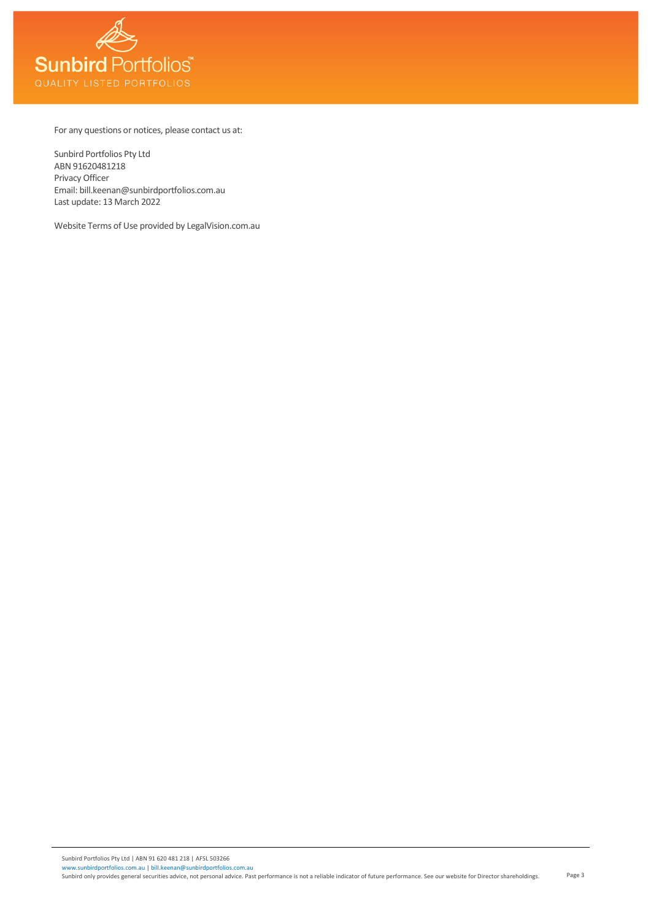For any questions or notices, please contact us at:

Sunbird Portfolios Pty Ltd
ABN 91620481218
Privacy Officer
Email: bill.keenan@sunbirdportfolios.com.au
Last update: 13 March 2022

Website Terms of Use provided by LegalVision.com.au